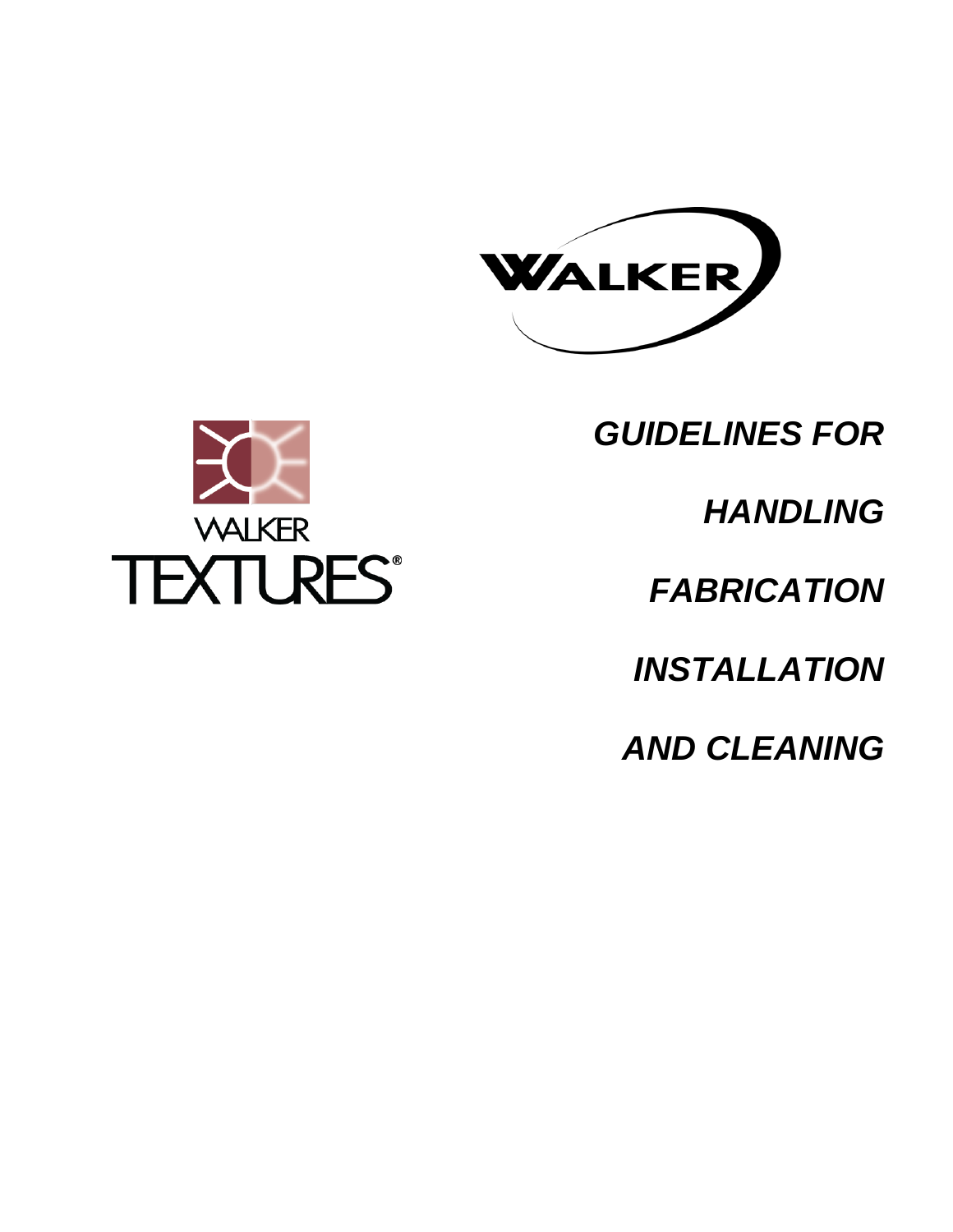WALKER

WALKER TEXTURES®

# *GUIDELINES FOR*

# *HANDLING*

# *FABRICATION*

# *INSTALLATION*

# *AND CLEANING*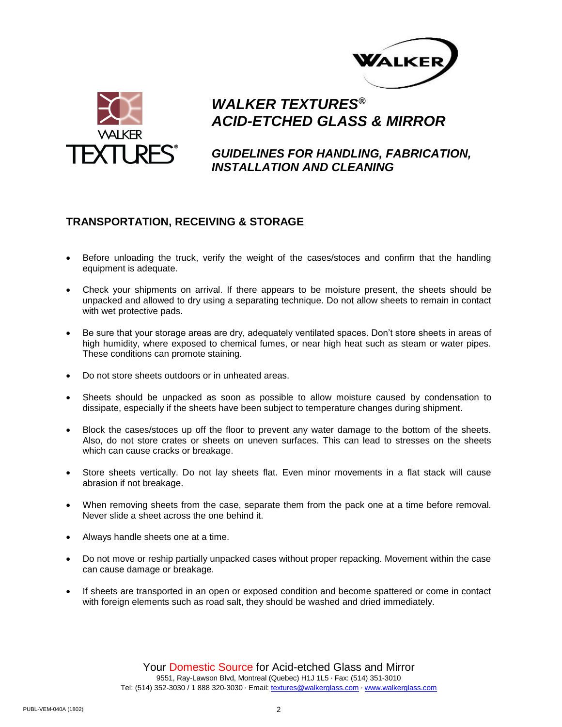# *WALKER TEXTURES®*
# *ACID-ETCHED GLASS & MIRROR*

## *GUIDELINES FOR HANDLING, FABRICATION, INSTALLATION AND CLEANING*

## TRANSPORTATION, RECEIVING & STORAGE

- Before unloading the truck, verify the weight of the cases/stoces and confirm that the handling equipment is adequate.
- Check your shipments on arrival. If there appears to be moisture present, the sheets should be unpacked and allowed to dry using a separating technique. Do not allow sheets to remain in contact with wet protective pads.
- Be sure that your storage areas are dry, adequately ventilated spaces. Don't store sheets in areas of high humidity, where exposed to chemical fumes, or near high heat such as steam or water pipes. These conditions can promote staining.
- Do not store sheets outdoors or in unheated areas.
- Sheets should be unpacked as soon as possible to allow moisture caused by condensation to dissipate, especially if the sheets have been subject to temperature changes during shipment.
- Block the cases/stoces up off the floor to prevent any water damage to the bottom of the sheets. Also, do not store crates or sheets on uneven surfaces. This can lead to stresses on the sheets which can cause cracks or breakage.
- Store sheets vertically. Do not lay sheets flat. Even minor movements in a flat stack will cause abrasion if not breakage.
- When removing sheets from the case, separate them from the pack one at a time before removal. Never slide a sheet across the one behind it.
- Always handle sheets one at a time.
- Do not move or reship partially unpacked cases without proper repacking. Movement within the case can cause damage or breakage.
- If sheets are transported in an open or exposed condition and become spattered or come in contact with foreign elements such as road salt, they should be washed and dried immediately.

Your Domestic Source for Acid-etched Glass and Mirror
9551, Ray-Lawson Blvd, Montreal (Quebec) H1J 1L5 · Fax: (514) 351-3010
Tel: (514) 352-3030 / 1 888 320-3030 · Email: textures@walkerglass.com · www.walkerglass.com

PUBL-VEM-040A (1802)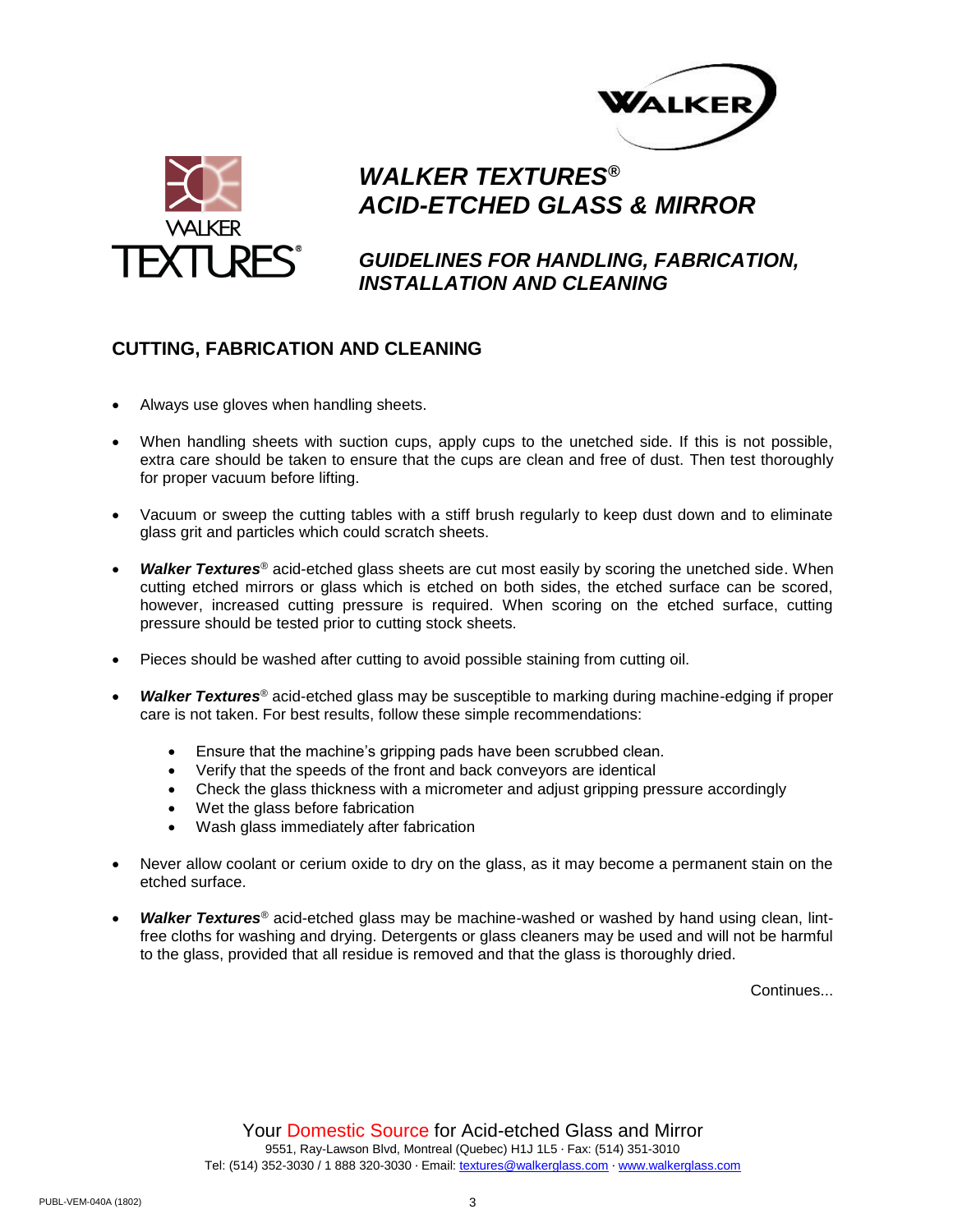# *WALKER TEXTURES®*
# *ACID-ETCHED GLASS & MIRROR*

## *GUIDELINES FOR HANDLING, FABRICATION, INSTALLATION AND CLEANING*

## CUTTING, FABRICATION AND CLEANING

- Always use gloves when handling sheets.
- When handling sheets with suction cups, apply cups to the unetched side. If this is not possible, extra care should be taken to ensure that the cups are clean and free of dust. Then test thoroughly for proper vacuum before lifting.
- Vacuum or sweep the cutting tables with a stiff brush regularly to keep dust down and to eliminate glass grit and particles which could scratch sheets.
- ***Walker Textures®*** acid-etched glass sheets are cut most easily by scoring the unetched side. When cutting etched mirrors or glass which is etched on both sides, the etched surface can be scored, however, increased cutting pressure is required. When scoring on the etched surface, cutting pressure should be tested prior to cutting stock sheets.
- Pieces should be washed after cutting to avoid possible staining from cutting oil.
- ***Walker Textures®*** acid-etched glass may be susceptible to marking during machine-edging if proper care is not taken. For best results, follow these simple recommendations:
  - Ensure that the machine's gripping pads have been scrubbed clean.
  - Verify that the speeds of the front and back conveyors are identical
  - Check the glass thickness with a micrometer and adjust gripping pressure accordingly
  - Wet the glass before fabrication
  - Wash glass immediately after fabrication
- Never allow coolant or cerium oxide to dry on the glass, as it may become a permanent stain on the etched surface.
- ***Walker Textures®*** acid-etched glass may be machine-washed or washed by hand using clean, lint-free cloths for washing and drying. Detergents or glass cleaners may be used and will not be harmful to the glass, provided that all residue is removed and that the glass is thoroughly dried.

Continues...

Your Domestic Source for Acid-etched Glass and Mirror
9551, Ray-Lawson Blvd, Montreal (Quebec) H1J 1L5 · Fax: (514) 351-3010
Tel: (514) 352-3030 / 1 888 320-3030 · Email: textures@walkerglass.com · www.walkerglass.com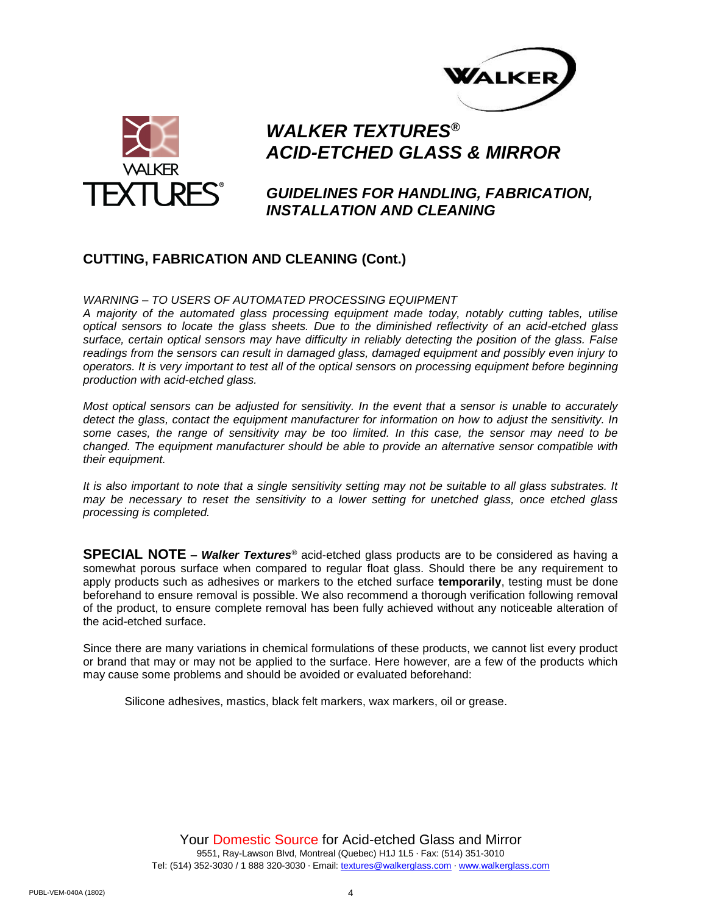# WALKER TEXTURES®
# ACID-ETCHED GLASS & MIRROR

## GUIDELINES FOR HANDLING, FABRICATION, INSTALLATION AND CLEANING

## CUTTING, FABRICATION AND CLEANING (Cont.)

*WARNING – TO USERS OF AUTOMATED PROCESSING EQUIPMENT*
*A majority of the automated glass processing equipment made today, notably cutting tables, utilise optical sensors to locate the glass sheets. Due to the diminished reflectivity of an acid-etched glass surface, certain optical sensors may have difficulty in reliably detecting the position of the glass. False readings from the sensors can result in damaged glass, damaged equipment and possibly even injury to operators. It is very important to test all of the optical sensors on processing equipment before beginning production with acid-etched glass.*

*Most optical sensors can be adjusted for sensitivity. In the event that a sensor is unable to accurately detect the glass, contact the equipment manufacturer for information on how to adjust the sensitivity. In some cases, the range of sensitivity may be too limited. In this case, the sensor may need to be changed. The equipment manufacturer should be able to provide an alternative sensor compatible with their equipment.*

*It is also important to note that a single sensitivity setting may not be suitable to all glass substrates. It may be necessary to reset the sensitivity to a lower setting for unetched glass, once etched glass processing is completed.*

**SPECIAL NOTE –** ***Walker Textures***® acid-etched glass products are to be considered as having a somewhat porous surface when compared to regular float glass. Should there be any requirement to apply products such as adhesives or markers to the etched surface **temporarily**, testing must be done beforehand to ensure removal is possible. We also recommend a thorough verification following removal of the product, to ensure complete removal has been fully achieved without any noticeable alteration of the acid-etched surface.

Since there are many variations in chemical formulations of these products, we cannot list every product or brand that may or may not be applied to the surface. Here however, are a few of the products which may cause some problems and should be avoided or evaluated beforehand:

Silicone adhesives, mastics, black felt markers, wax markers, oil or grease.

Your Domestic Source for Acid-etched Glass and Mirror
9551, Ray-Lawson Blvd, Montreal (Quebec) H1J 1L5 · Fax: (514) 351-3010
Tel: (514) 352-3030 / 1 888 320-3030 · Email: textures@walkerglass.com · www.walkerglass.com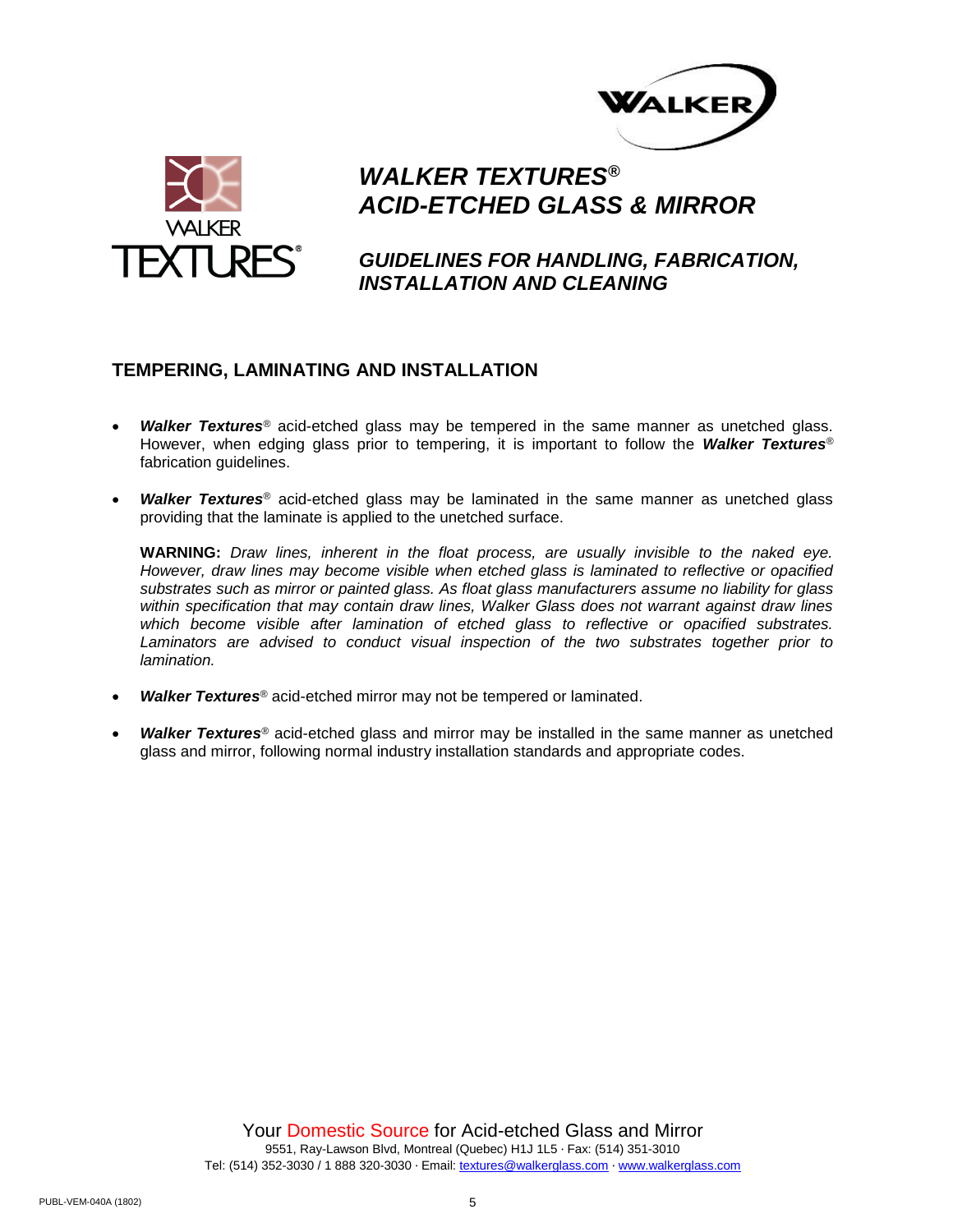# *WALKER TEXTURES®*
# *ACID-ETCHED GLASS & MIRROR*

## *GUIDELINES FOR HANDLING, FABRICATION, INSTALLATION AND CLEANING*

## TEMPERING, LAMINATING AND INSTALLATION

- ***Walker Textures***® acid-etched glass may be tempered in the same manner as unetched glass. However, when edging glass prior to tempering, it is important to follow the ***Walker Textures***® fabrication guidelines.

- ***Walker Textures***® acid-etched glass may be laminated in the same manner as unetched glass providing that the laminate is applied to the unetched surface.

  **WARNING:** *Draw lines, inherent in the float process, are usually invisible to the naked eye. However, draw lines may become visible when etched glass is laminated to reflective or opacified substrates such as mirror or painted glass. As float glass manufacturers assume no liability for glass within specification that may contain draw lines, Walker Glass does not warrant against draw lines which become visible after lamination of etched glass to reflective or opacified substrates. Laminators are advised to conduct visual inspection of the two substrates together prior to lamination.*

- ***Walker Textures***® acid-etched mirror may not be tempered or laminated.

- ***Walker Textures***® acid-etched glass and mirror may be installed in the same manner as unetched glass and mirror, following normal industry installation standards and appropriate codes.

Your Domestic Source for Acid-etched Glass and Mirror
9551, Ray-Lawson Blvd, Montreal (Quebec) H1J 1L5 · Fax: (514) 351-3010
Tel: (514) 352-3030 / 1 888 320-3030 · Email: textures@walkerglass.com · www.walkerglass.com

PUBL-VEM-040A (1802)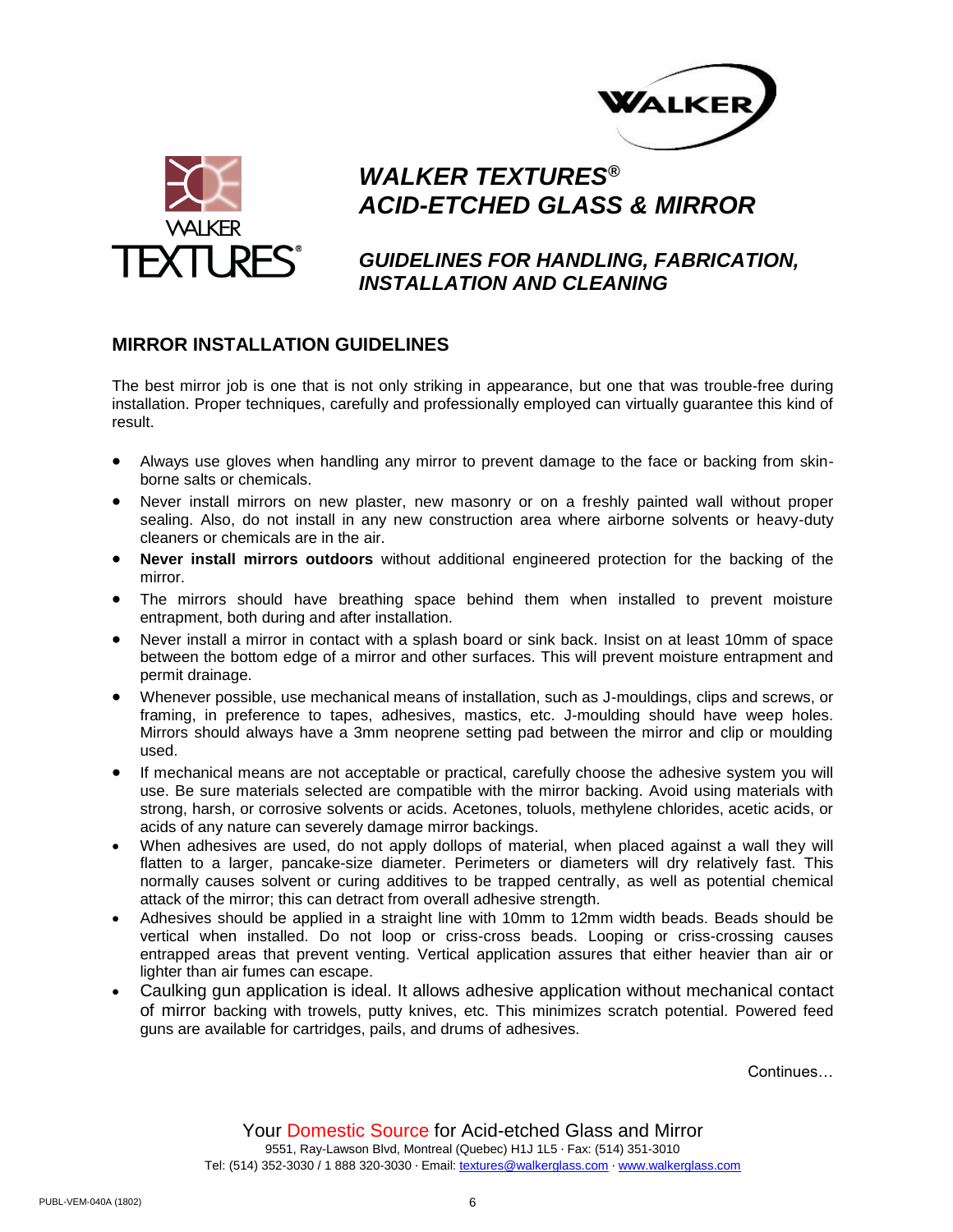# *WALKER TEXTURES®*
# *ACID-ETCHED GLASS & MIRROR*

## *GUIDELINES FOR HANDLING, FABRICATION, INSTALLATION AND CLEANING*

## MIRROR INSTALLATION GUIDELINES

The best mirror job is one that is not only striking in appearance, but one that was trouble-free during installation. Proper techniques, carefully and professionally employed can virtually guarantee this kind of result.

- Always use gloves when handling any mirror to prevent damage to the face or backing from skin-borne salts or chemicals.
- Never install mirrors on new plaster, new masonry or on a freshly painted wall without proper sealing. Also, do not install in any new construction area where airborne solvents or heavy-duty cleaners or chemicals are in the air.
- **Never install mirrors outdoors** without additional engineered protection for the backing of the mirror.
- The mirrors should have breathing space behind them when installed to prevent moisture entrapment, both during and after installation.
- Never install a mirror in contact with a splash board or sink back. Insist on at least 10mm of space between the bottom edge of a mirror and other surfaces. This will prevent moisture entrapment and permit drainage.
- Whenever possible, use mechanical means of installation, such as J-mouldings, clips and screws, or framing, in preference to tapes, adhesives, mastics, etc. J-moulding should have weep holes. Mirrors should always have a 3mm neoprene setting pad between the mirror and clip or moulding used.
- If mechanical means are not acceptable or practical, carefully choose the adhesive system you will use. Be sure materials selected are compatible with the mirror backing. Avoid using materials with strong, harsh, or corrosive solvents or acids. Acetones, toluols, methylene chlorides, acetic acids, or acids of any nature can severely damage mirror backings.
- When adhesives are used, do not apply dollops of material, when placed against a wall they will flatten to a larger, pancake-size diameter. Perimeters or diameters will dry relatively fast. This normally causes solvent or curing additives to be trapped centrally, as well as potential chemical attack of the mirror; this can detract from overall adhesive strength.
- Adhesives should be applied in a straight line with 10mm to 12mm width beads. Beads should be vertical when installed. Do not loop or criss-cross beads. Looping or criss-crossing causes entrapped areas that prevent venting. Vertical application assures that either heavier than air or lighter than air fumes can escape.
- Caulking gun application is ideal. It allows adhesive application without mechanical contact of mirror backing with trowels, putty knives, etc. This minimizes scratch potential. Powered feed guns are available for cartridges, pails, and drums of adhesives.

Continues…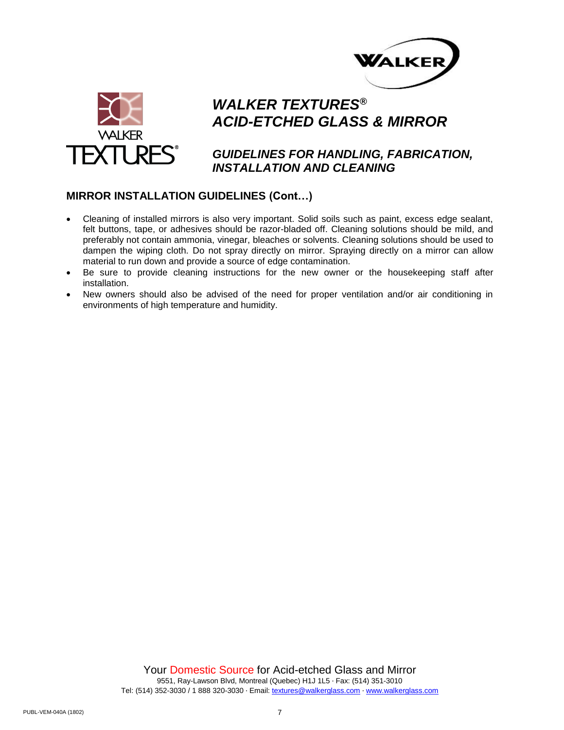# WALKER TEXTURES®
# ACID-ETCHED GLASS & MIRROR

## GUIDELINES FOR HANDLING, FABRICATION, INSTALLATION AND CLEANING

### MIRROR INSTALLATION GUIDELINES (Cont…)

- Cleaning of installed mirrors is also very important. Solid soils such as paint, excess edge sealant, felt buttons, tape, or adhesives should be razor-bladed off. Cleaning solutions should be mild, and preferably not contain ammonia, vinegar, bleaches or solvents. Cleaning solutions should be used to dampen the wiping cloth. Do not spray directly on mirror. Spraying directly on a mirror can allow material to run down and provide a source of edge contamination.
- Be sure to provide cleaning instructions for the new owner or the housekeeping staff after installation.
- New owners should also be advised of the need for proper ventilation and/or air conditioning in environments of high temperature and humidity.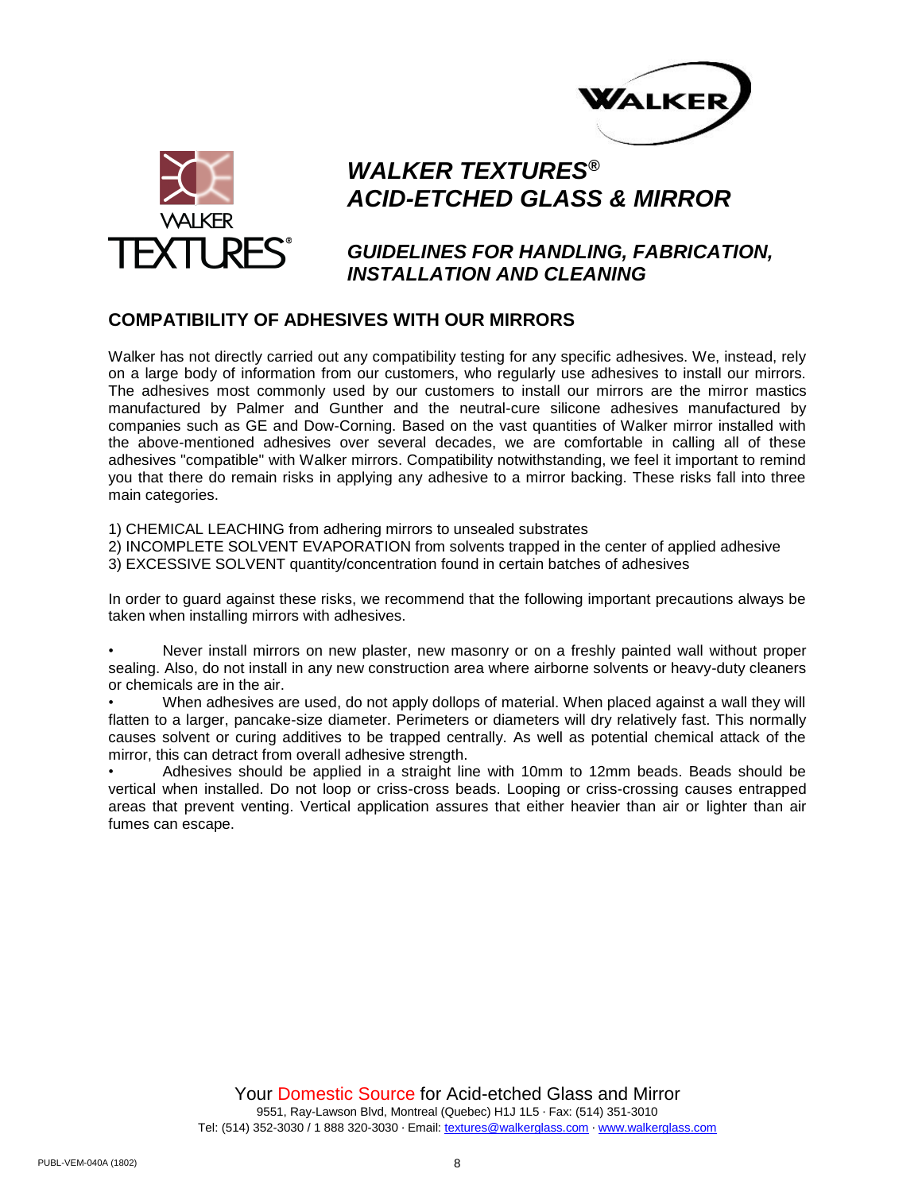# *WALKER TEXTURES®*
# *ACID-ETCHED GLASS & MIRROR*

## *GUIDELINES FOR HANDLING, FABRICATION, INSTALLATION AND CLEANING*

## COMPATIBILITY OF ADHESIVES WITH OUR MIRRORS

Walker has not directly carried out any compatibility testing for any specific adhesives. We, instead, rely on a large body of information from our customers, who regularly use adhesives to install our mirrors. The adhesives most commonly used by our customers to install our mirrors are the mirror mastics manufactured by Palmer and Gunther and the neutral-cure silicone adhesives manufactured by companies such as GE and Dow-Corning. Based on the vast quantities of Walker mirror installed with the above-mentioned adhesives over several decades, we are comfortable in calling all of these adhesives "compatible" with Walker mirrors. Compatibility notwithstanding, we feel it important to remind you that there do remain risks in applying any adhesive to a mirror backing. These risks fall into three main categories.

1) CHEMICAL LEACHING from adhering mirrors to unsealed substrates
2) INCOMPLETE SOLVENT EVAPORATION from solvents trapped in the center of applied adhesive
3) EXCESSIVE SOLVENT quantity/concentration found in certain batches of adhesives

In order to guard against these risks, we recommend that the following important precautions always be taken when installing mirrors with adhesives.

- Never install mirrors on new plaster, new masonry or on a freshly painted wall without proper sealing. Also, do not install in any new construction area where airborne solvents or heavy-duty cleaners or chemicals are in the air.
- When adhesives are used, do not apply dollops of material. When placed against a wall they will flatten to a larger, pancake-size diameter. Perimeters or diameters will dry relatively fast. This normally causes solvent or curing additives to be trapped centrally. As well as potential chemical attack of the mirror, this can detract from overall adhesive strength.
- Adhesives should be applied in a straight line with 10mm to 12mm beads. Beads should be vertical when installed. Do not loop or criss-cross beads. Looping or criss-crossing causes entrapped areas that prevent venting. Vertical application assures that either heavier than air or lighter than air fumes can escape.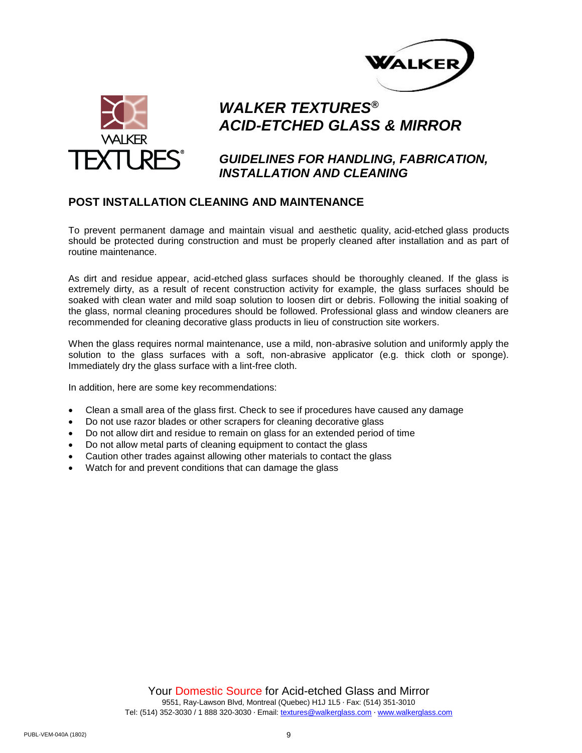# WALKER TEXTURES®
# ACID-ETCHED GLASS & MIRROR

## GUIDELINES FOR HANDLING, FABRICATION, INSTALLATION AND CLEANING

## POST INSTALLATION CLEANING AND MAINTENANCE

To prevent permanent damage and maintain visual and aesthetic quality, acid-etched glass products should be protected during construction and must be properly cleaned after installation and as part of routine maintenance.

As dirt and residue appear, acid-etched glass surfaces should be thoroughly cleaned. If the glass is extremely dirty, as a result of recent construction activity for example, the glass surfaces should be soaked with clean water and mild soap solution to loosen dirt or debris. Following the initial soaking of the glass, normal cleaning procedures should be followed. Professional glass and window cleaners are recommended for cleaning decorative glass products in lieu of construction site workers.

When the glass requires normal maintenance, use a mild, non-abrasive solution and uniformly apply the solution to the glass surfaces with a soft, non-abrasive applicator (e.g. thick cloth or sponge). Immediately dry the glass surface with a lint-free cloth.

In addition, here are some key recommendations:

- Clean a small area of the glass first. Check to see if procedures have caused any damage
- Do not use razor blades or other scrapers for cleaning decorative glass
- Do not allow dirt and residue to remain on glass for an extended period of time
- Do not allow metal parts of cleaning equipment to contact the glass
- Caution other trades against allowing other materials to contact the glass
- Watch for and prevent conditions that can damage the glass

Your Domestic Source for Acid-etched Glass and Mirror
9551, Ray-Lawson Blvd, Montreal (Quebec) H1J 1L5 · Fax: (514) 351-3010
Tel: (514) 352-3030 / 1 888 320-3030 · Email: textures@walkerglass.com · www.walkerglass.com

PUBL-VEM-040A (1802)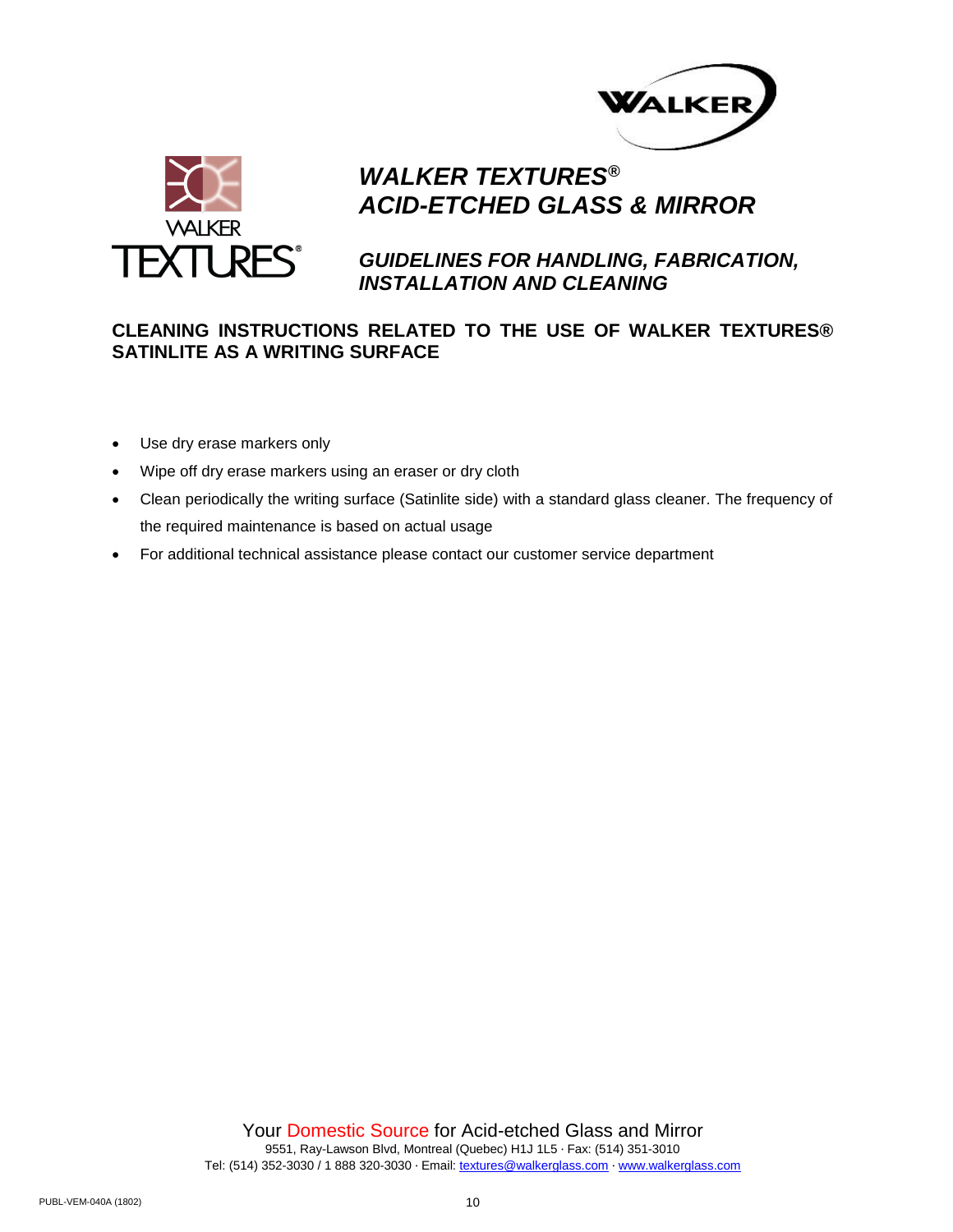# *WALKER TEXTURES®*
# *ACID-ETCHED GLASS & MIRROR*

## *GUIDELINES FOR HANDLING, FABRICATION, INSTALLATION AND CLEANING*

## CLEANING INSTRUCTIONS RELATED TO THE USE OF WALKER TEXTURES® SATINLITE AS A WRITING SURFACE

- Use dry erase markers only
- Wipe off dry erase markers using an eraser or dry cloth
- Clean periodically the writing surface (Satinlite side) with a standard glass cleaner. The frequency of the required maintenance is based on actual usage
- For additional technical assistance please contact our customer service department

Your Domestic Source for Acid-etched Glass and Mirror
9551, Ray-Lawson Blvd, Montreal (Quebec) H1J 1L5 · Fax: (514) 351-3010
Tel: (514) 352-3030 / 1 888 320-3030 · Email: textures@walkerglass.com · www.walkerglass.com

PUBL-VEM-040A (1802)